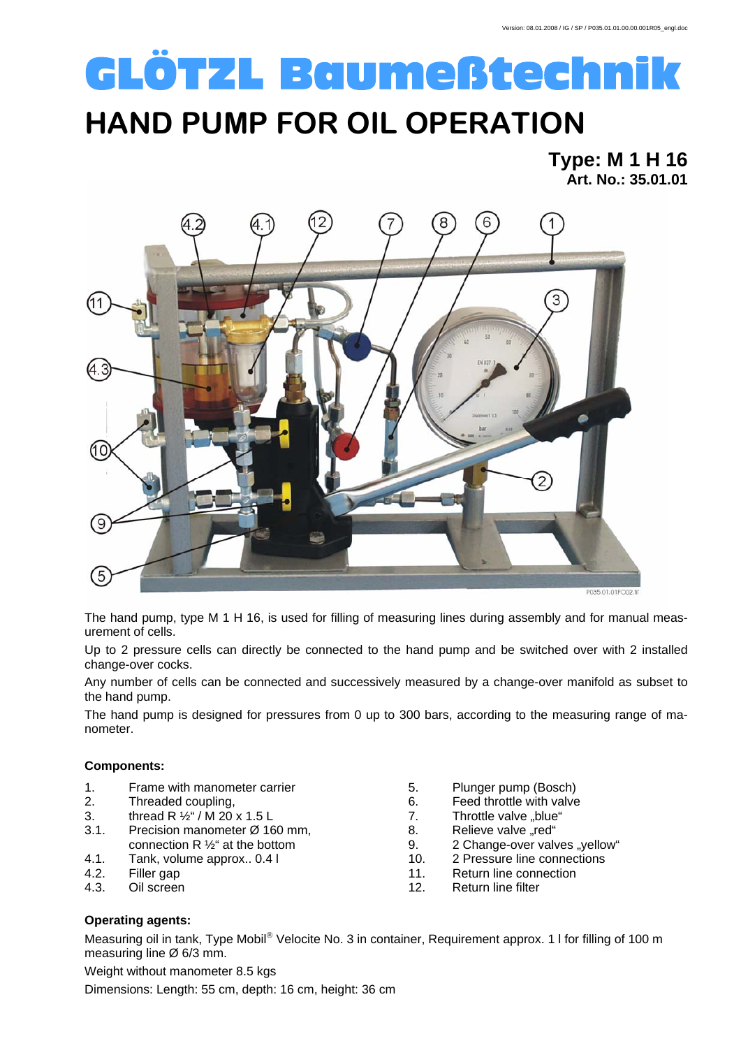# GLÖTZL Baumeßtechnik

# HAND PUMP FOR OIL OPERATION

**Type: M 1 H 16**
**Art. No.: 35.01.01**

The hand pump, type M 1 H 16, is used for filling of measuring lines during assembly and for manual measurement of cells.

Up to 2 pressure cells can directly be connected to the hand pump and be switched over with 2 installed change-over cocks.

Any number of cells can be connected and successively measured by a change-over manifold as subset to the hand pump.

The hand pump is designed for pressures from 0 up to 300 bars, according to the measuring range of manometer.

**Components:**

1. Frame with manometer carrier
2. Threaded coupling,
3. thread R ½" / M 20 x 1.5 L

3.1. Precision manometer Ø 160 mm, connection R ½" at the bottom

4.1. Tank, volume approx.. 0.4 l

4.2. Filler gap

4.3. Oil screen

5. Plunger pump (Bosch)
6. Feed throttle with valve
7. Throttle valve „blue"
8. Relieve valve „red"
9. 2 Change-over valves „yellow"
10. 2 Pressure line connections
11. Return line connection
12. Return line filter

**Operating agents:**

Measuring oil in tank, Type Mobil® Velocite No. 3 in container, Requirement approx. 1 l for filling of 100 m measuring line Ø 6/3 mm.

Weight without manometer 8.5 kgs

Dimensions: Length: 55 cm, depth: 16 cm, height: 36 cm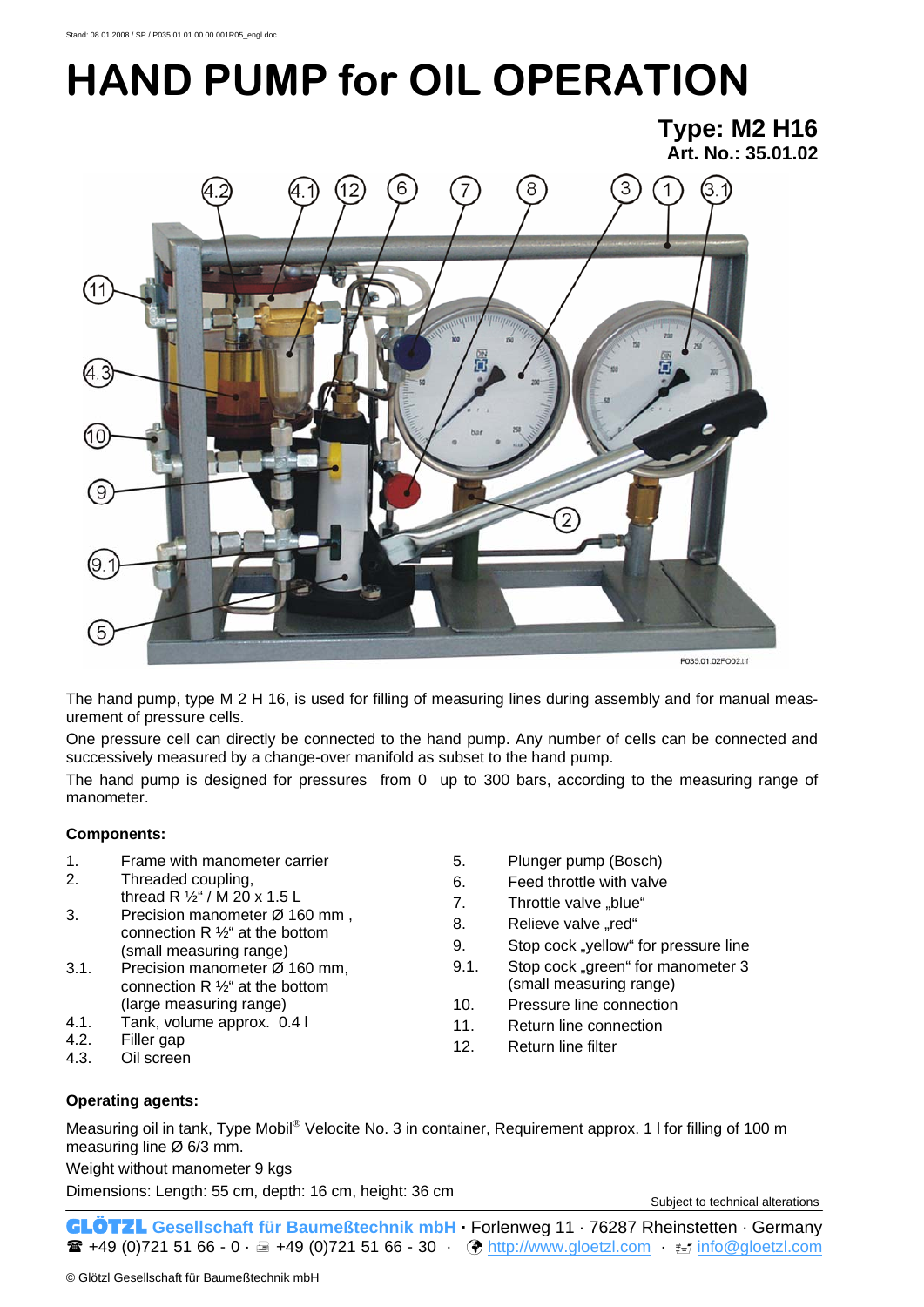Stand: 08.01.2008 / SP / P035.01.01.00.00.001R05_engl.doc

# HAND PUMP for OIL OPERATION

**Type: M2 H16**
**Art. No.: 35.01.02**

4.2 4.1 12 6 7 8 3 1 3.1
11
4.3
10
9
9.1
5
2

P035.01.02F002.tif

The hand pump, type M 2 H 16, is used for filling of measuring lines during assembly and for manual measurement of pressure cells.

One pressure cell can directly be connected to the hand pump. Any number of cells can be connected and successively measured by a change-over manifold as subset to the hand pump.

The hand pump is designed for pressures from 0 up to 300 bars, according to the measuring range of manometer.

**Components:**

1. Frame with manometer carrier
2. Threaded coupling, thread R ½" / M 20 x 1.5 L
3. Precision manometer Ø 160 mm , connection R ½" at the bottom (small measuring range)

3.1. Precision manometer Ø 160 mm, connection R ½" at the bottom (large measuring range)

4.1. Tank, volume approx. 0.4 l

4.2. Filler gap

4.3. Oil screen

5. Plunger pump (Bosch)
6. Feed throttle with valve
7. Throttle valve „blue"
8. Relieve valve „red"
9. Stop cock „yellow" for pressure line

9.1. Stop cock „green" for manometer 3 (small measuring range)

10. Pressure line connection
11. Return line connection
12. Return line filter

**Operating agents:**

Measuring oil in tank, Type Mobil® Velocite No. 3 in container, Requirement approx. 1 l for filling of 100 m measuring line Ø 6/3 mm.

Weight without manometer 9 kgs

Dimensions: Length: 55 cm, depth: 16 cm, height: 36 cm

Subject to technical alterations

**GLÖTZL Gesellschaft für Baumeßtechnik mbH** · Forlenweg 11 · 76287 Rheinstetten · Germany
☎ +49 (0)721 51 66 - 0 · Fax +49 (0)721 51 66 - 30 · http://www.gloetzl.com · info@gloetzl.com

© Glötzl Gesellschaft für Baumeßtechnik mbH